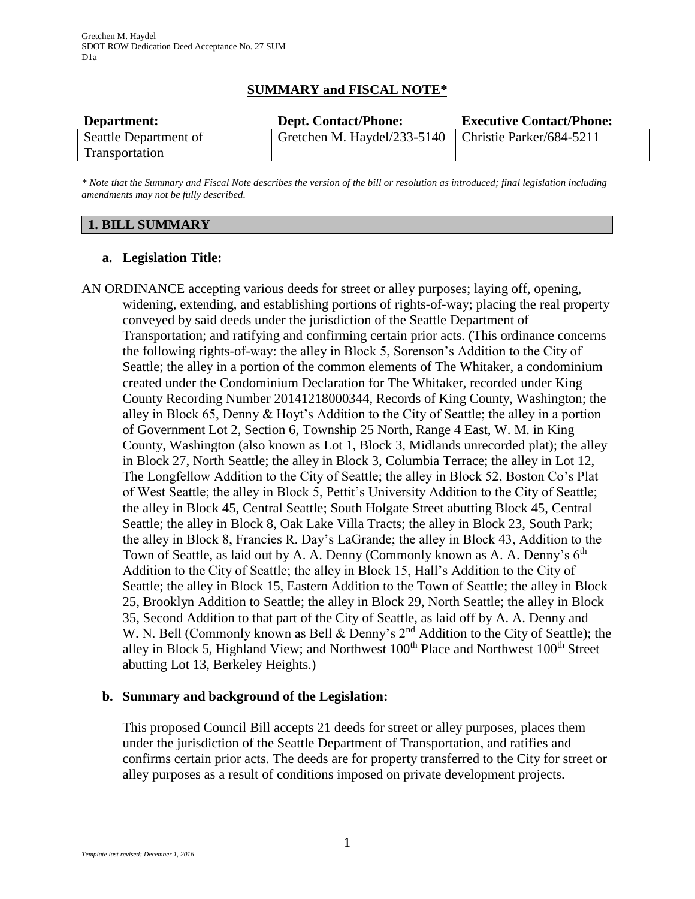## SUMMARY and FISCAL NOTE*

| Department: | Dept. Contact/Phone: | Executive Contact/Phone: |
|---|---|---|
| Seattle Department of Transportation | Gretchen M. Haydel/233-5140 | Christie Parker/684-5211 |

*\* Note that the Summary and Fiscal Note describes the version of the bill or resolution as introduced; final legislation including amendments may not be fully described.*

### 1. BILL SUMMARY

**a. Legislation Title:**

AN ORDINANCE accepting various deeds for street or alley purposes; laying off, opening, widening, extending, and establishing portions of rights-of-way; placing the real property conveyed by said deeds under the jurisdiction of the Seattle Department of Transportation; and ratifying and confirming certain prior acts. (This ordinance concerns the following rights-of-way: the alley in Block 5, Sorenson's Addition to the City of Seattle; the alley in a portion of the common elements of The Whitaker, a condominium created under the Condominium Declaration for The Whitaker, recorded under King County Recording Number 20141218000344, Records of King County, Washington; the alley in Block 65, Denny & Hoyt's Addition to the City of Seattle; the alley in a portion of Government Lot 2, Section 6, Township 25 North, Range 4 East, W. M. in King County, Washington (also known as Lot 1, Block 3, Midlands unrecorded plat); the alley in Block 27, North Seattle; the alley in Block 3, Columbia Terrace; the alley in Lot 12, The Longfellow Addition to the City of Seattle; the alley in Block 52, Boston Co's Plat of West Seattle; the alley in Block 5, Pettit's University Addition to the City of Seattle; the alley in Block 45, Central Seattle; South Holgate Street abutting Block 45, Central Seattle; the alley in Block 8, Oak Lake Villa Tracts; the alley in Block 23, South Park; the alley in Block 8, Francies R. Day's LaGrande; the alley in Block 43, Addition to the Town of Seattle, as laid out by A. A. Denny (Commonly known as A. A. Denny's 6th Addition to the City of Seattle; the alley in Block 15, Hall's Addition to the City of Seattle; the alley in Block 15, Eastern Addition to the Town of Seattle; the alley in Block 25, Brooklyn Addition to Seattle; the alley in Block 29, North Seattle; the alley in Block 35, Second Addition to that part of the City of Seattle, as laid off by A. A. Denny and W. N. Bell (Commonly known as Bell & Denny's 2nd Addition to the City of Seattle); the alley in Block 5, Highland View; and Northwest 100th Place and Northwest 100th Street abutting Lot 13, Berkeley Heights.)

**b. Summary and background of the Legislation:**

This proposed Council Bill accepts 21 deeds for street or alley purposes, places them under the jurisdiction of the Seattle Department of Transportation, and ratifies and confirms certain prior acts. The deeds are for property transferred to the City for street or alley purposes as a result of conditions imposed on private development projects.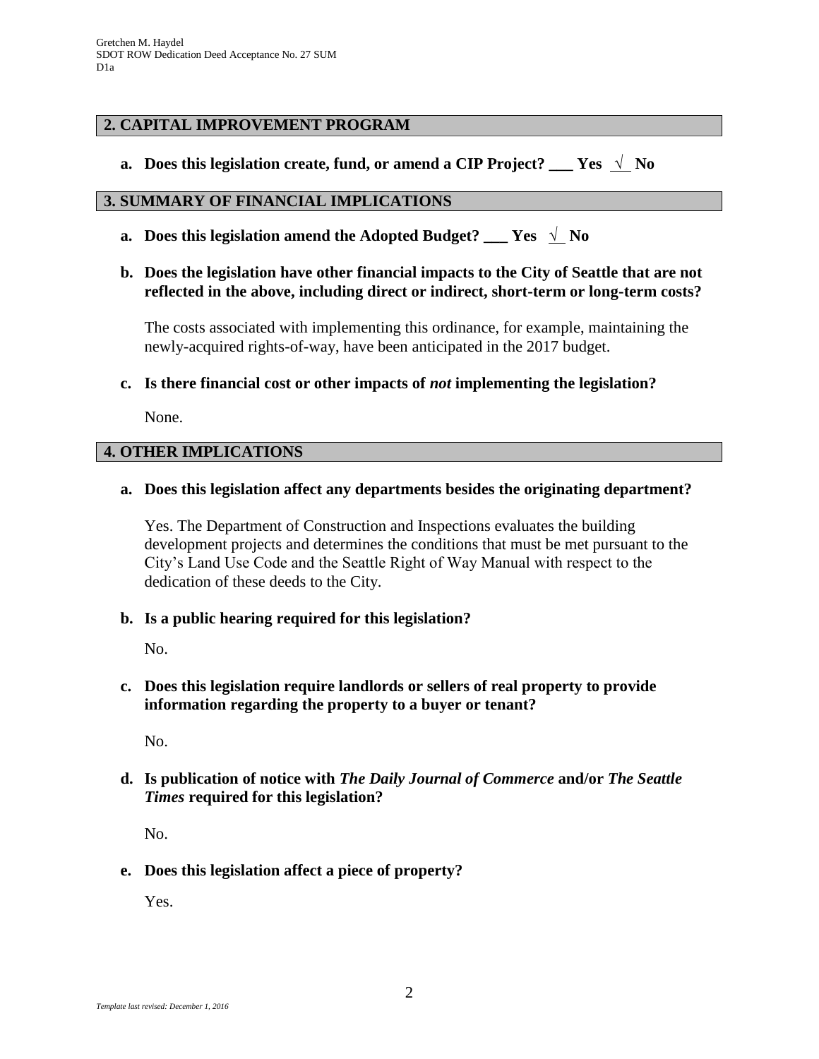## 2. CAPITAL IMPROVEMENT PROGRAM

**a. Does this legislation create, fund, or amend a CIP Project? ___ Yes _√_ No**

## 3. SUMMARY OF FINANCIAL IMPLICATIONS

**a. Does this legislation amend the Adopted Budget? ___ Yes _√_ No**

**b. Does the legislation have other financial impacts to the City of Seattle that are not reflected in the above, including direct or indirect, short-term or long-term costs?**

The costs associated with implementing this ordinance, for example, maintaining the newly-acquired rights-of-way, have been anticipated in the 2017 budget.

**c. Is there financial cost or other impacts of *not* implementing the legislation?**

None.

## 4. OTHER IMPLICATIONS

**a. Does this legislation affect any departments besides the originating department?**

Yes. The Department of Construction and Inspections evaluates the building development projects and determines the conditions that must be met pursuant to the City's Land Use Code and the Seattle Right of Way Manual with respect to the dedication of these deeds to the City.

**b. Is a public hearing required for this legislation?**

No.

**c. Does this legislation require landlords or sellers of real property to provide information regarding the property to a buyer or tenant?**

No.

**d. Is publication of notice with *The Daily Journal of Commerce* and/or *The Seattle Times* required for this legislation?**

No.

**e. Does this legislation affect a piece of property?**

Yes.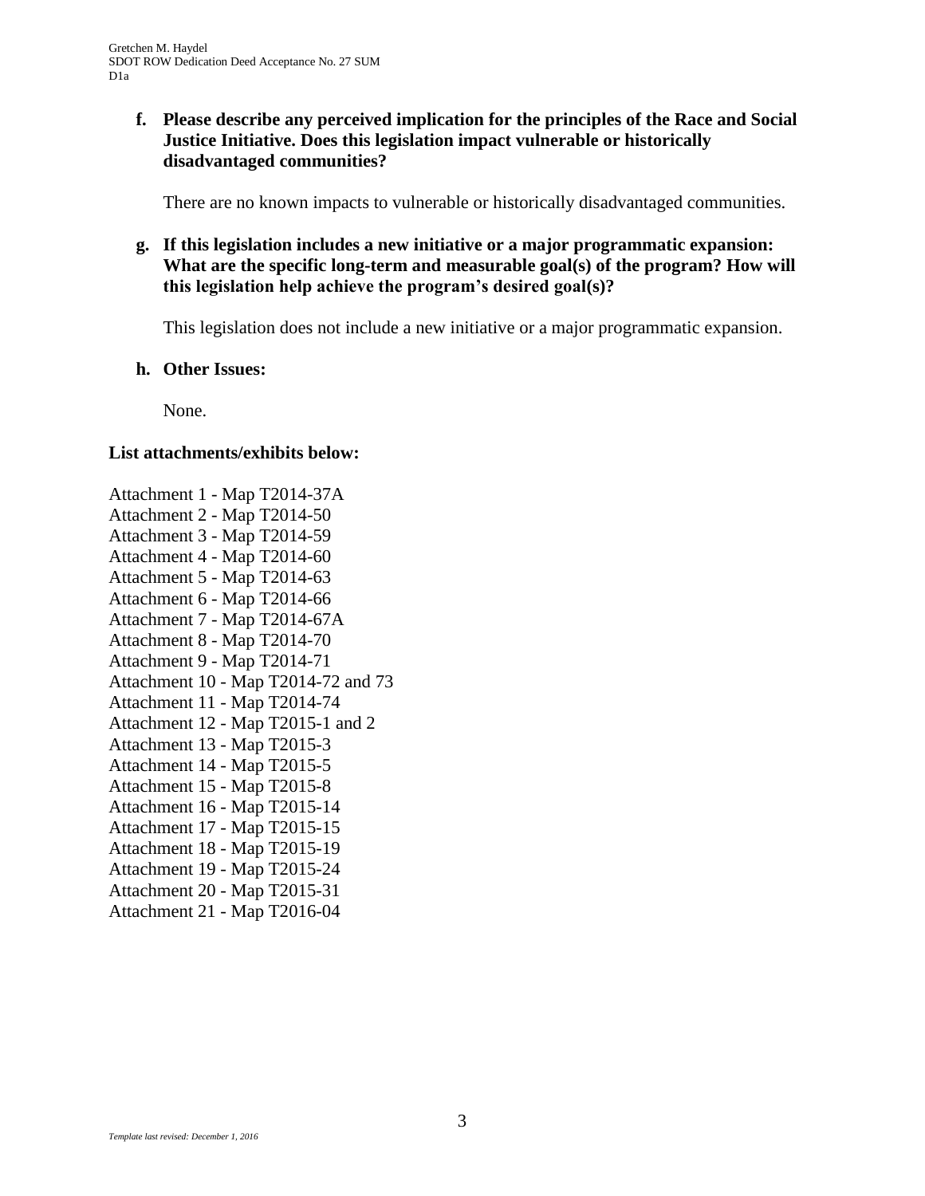**f. Please describe any perceived implication for the principles of the Race and Social Justice Initiative. Does this legislation impact vulnerable or historically disadvantaged communities?**

There are no known impacts to vulnerable or historically disadvantaged communities.

**g. If this legislation includes a new initiative or a major programmatic expansion: What are the specific long-term and measurable goal(s) of the program? How will this legislation help achieve the program's desired goal(s)?**

This legislation does not include a new initiative or a major programmatic expansion.

**h. Other Issues:**

None.

**List attachments/exhibits below:**

Attachment 1 - Map T2014-37A
Attachment 2 - Map T2014-50
Attachment 3 - Map T2014-59
Attachment 4 - Map T2014-60
Attachment 5 - Map T2014-63
Attachment 6 - Map T2014-66
Attachment 7 - Map T2014-67A
Attachment 8 - Map T2014-70
Attachment 9 - Map T2014-71
Attachment 10 - Map T2014-72 and 73
Attachment 11 - Map T2014-74
Attachment 12 - Map T2015-1 and 2
Attachment 13 - Map T2015-3
Attachment 14 - Map T2015-5
Attachment 15 - Map T2015-8
Attachment 16 - Map T2015-14
Attachment 17 - Map T2015-15
Attachment 18 - Map T2015-19
Attachment 19 - Map T2015-24
Attachment 20 - Map T2015-31
Attachment 21 - Map T2016-04